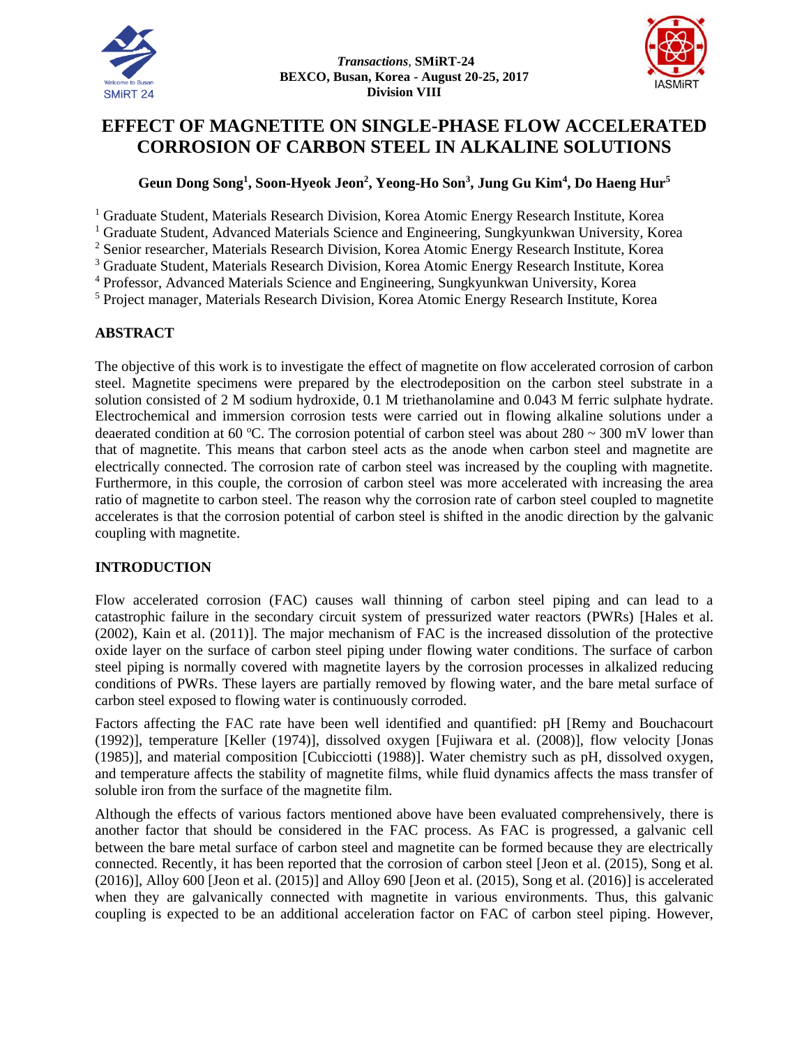# EFFECT OF MAGNETITE ON SINGLE-PHASE FLOW ACCELERATED CORROSION OF CARBON STEEL IN ALKALINE SOLUTIONS

**Geun Dong Song[1], Soon-Hyeok Jeon[2], Yeong-Ho Son[3], Jung Gu Kim[4], Do Haeng Hur[5]**

[1] Graduate Student, Materials Research Division, Korea Atomic Energy Research Institute, Korea
[1] Graduate Student, Advanced Materials Science and Engineering, Sungkyunkwan University, Korea
[2] Senior researcher, Materials Research Division, Korea Atomic Energy Research Institute, Korea
[3] Graduate Student, Materials Research Division, Korea Atomic Energy Research Institute, Korea
[4] Professor, Advanced Materials Science and Engineering, Sungkyunkwan University, Korea
[5] Project manager, Materials Research Division, Korea Atomic Energy Research Institute, Korea

## ABSTRACT

The objective of this work is to investigate the effect of magnetite on flow accelerated corrosion of carbon steel. Magnetite specimens were prepared by the electrodeposition on the carbon steel substrate in a solution consisted of 2 M sodium hydroxide, 0.1 M triethanolamine and 0.043 M ferric sulphate hydrate. Electrochemical and immersion corrosion tests were carried out in flowing alkaline solutions under a deaerated condition at 60 $^{o}$C. The corrosion potential of carbon steel was about 280 ~ 300 mV lower than that of magnetite. This means that carbon steel acts as the anode when carbon steel and magnetite are electrically connected. The corrosion rate of carbon steel was increased by the coupling with magnetite. Furthermore, in this couple, the corrosion of carbon steel was more accelerated with increasing the area ratio of magnetite to carbon steel. The reason why the corrosion rate of carbon steel coupled to magnetite accelerates is that the corrosion potential of carbon steel is shifted in the anodic direction by the galvanic coupling with magnetite.

## INTRODUCTION

Flow accelerated corrosion (FAC) causes wall thinning of carbon steel piping and can lead to a catastrophic failure in the secondary circuit system of pressurized water reactors (PWRs) [Hales et al. (2002), Kain et al. (2011)]. The major mechanism of FAC is the increased dissolution of the protective oxide layer on the surface of carbon steel piping under flowing water conditions. The surface of carbon steel piping is normally covered with magnetite layers by the corrosion processes in alkalized reducing conditions of PWRs. These layers are partially removed by flowing water, and the bare metal surface of carbon steel exposed to flowing water is continuously corroded.

Factors affecting the FAC rate have been well identified and quantified: pH [Remy and Bouchacourt (1992)], temperature [Keller (1974)], dissolved oxygen [Fujiwara et al. (2008)], flow velocity [Jonas (1985)], and material composition [Cubicciotti (1988)]. Water chemistry such as pH, dissolved oxygen, and temperature affects the stability of magnetite films, while fluid dynamics affects the mass transfer of soluble iron from the surface of the magnetite film.

Although the effects of various factors mentioned above have been evaluated comprehensively, there is another factor that should be considered in the FAC process. As FAC is progressed, a galvanic cell between the bare metal surface of carbon steel and magnetite can be formed because they are electrically connected. Recently, it has been reported that the corrosion of carbon steel [Jeon et al. (2015), Song et al. (2016)], Alloy 600 [Jeon et al. (2015)] and Alloy 690 [Jeon et al. (2015), Song et al. (2016)] is accelerated when they are galvanically connected with magnetite in various environments. Thus, this galvanic coupling is expected to be an additional acceleration factor on FAC of carbon steel piping. However,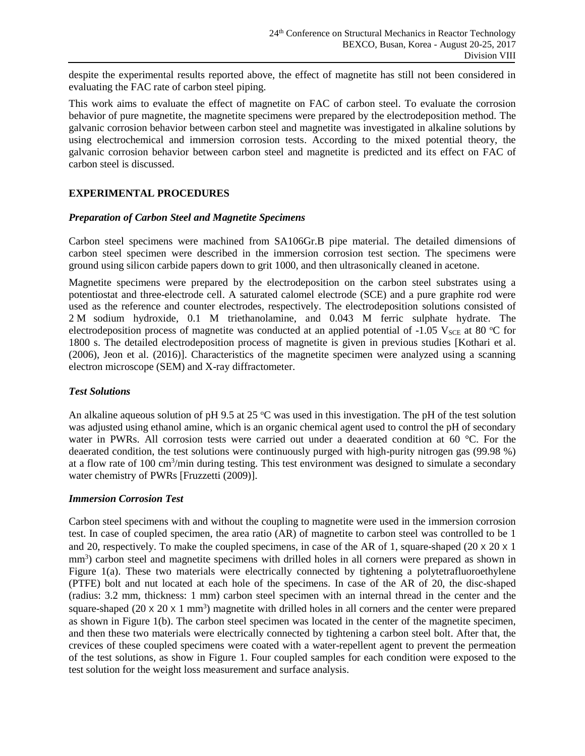despite the experimental results reported above, the effect of magnetite has still not been considered in evaluating the FAC rate of carbon steel piping.

This work aims to evaluate the effect of magnetite on FAC of carbon steel. To evaluate the corrosion behavior of pure magnetite, the magnetite specimens were prepared by the electrodeposition method. The galvanic corrosion behavior between carbon steel and magnetite was investigated in alkaline solutions by using electrochemical and immersion corrosion tests. According to the mixed potential theory, the galvanic corrosion behavior between carbon steel and magnetite is predicted and its effect on FAC of carbon steel is discussed.

## EXPERIMENTAL PROCEDURES

### *Preparation of Carbon Steel and Magnetite Specimens*

Carbon steel specimens were machined from SA106Gr.B pipe material. The detailed dimensions of carbon steel specimen were described in the immersion corrosion test section. The specimens were ground using silicon carbide papers down to grit 1000, and then ultrasonically cleaned in acetone.

Magnetite specimens were prepared by the electrodeposition on the carbon steel substrates using a potentiostat and three-electrode cell. A saturated calomel electrode (SCE) and a pure graphite rod were used as the reference and counter electrodes, respectively. The electrodeposition solutions consisted of 2 M sodium hydroxide, 0.1 M triethanolamine, and 0.043 M ferric sulphate hydrate. The electrodeposition process of magnetite was conducted at an applied potential of -1.05 $V_{SCE}$ at 80 $^{o}C$ for 1800 s. The detailed electrodeposition process of magnetite is given in previous studies [Kothari et al. (2006), Jeon et al. (2016)]. Characteristics of the magnetite specimen were analyzed using a scanning electron microscope (SEM) and X-ray diffractometer.

### *Test Solutions*

An alkaline aqueous solution of pH 9.5 at 25 $^{o}C$ was used in this investigation. The pH of the test solution was adjusted using ethanol amine, which is an organic chemical agent used to control the pH of secondary water in PWRs. All corrosion tests were carried out under a deaerated condition at 60 °C. For the deaerated condition, the test solutions were continuously purged with high-purity nitrogen gas (99.98 %) at a flow rate of 100 $cm^3$/min during testing. This test environment was designed to simulate a secondary water chemistry of PWRs [Fruzzetti (2009)].

### *Immersion Corrosion Test*

Carbon steel specimens with and without the coupling to magnetite were used in the immersion corrosion test. In case of coupled specimen, the area ratio (AR) of magnetite to carbon steel was controlled to be 1 and 20, respectively. To make the coupled specimens, in case of the AR of 1, square-shaped (20 x 20 x 1 $mm^3$) carbon steel and magnetite specimens with drilled holes in all corners were prepared as shown in Figure 1(a). These two materials were electrically connected by tightening a polytetrafluoroethylene (PTFE) bolt and nut located at each hole of the specimens. In case of the AR of 20, the disc-shaped (radius: 3.2 mm, thickness: 1 mm) carbon steel specimen with an internal thread in the center and the square-shaped (20 x 20 x 1 $mm^3$) magnetite with drilled holes in all corners and the center were prepared as shown in Figure 1(b). The carbon steel specimen was located in the center of the magnetite specimen, and then these two materials were electrically connected by tightening a carbon steel bolt. After that, the crevices of these coupled specimens were coated with a water-repellent agent to prevent the permeation of the test solutions, as show in Figure 1. Four coupled samples for each condition were exposed to the test solution for the weight loss measurement and surface analysis.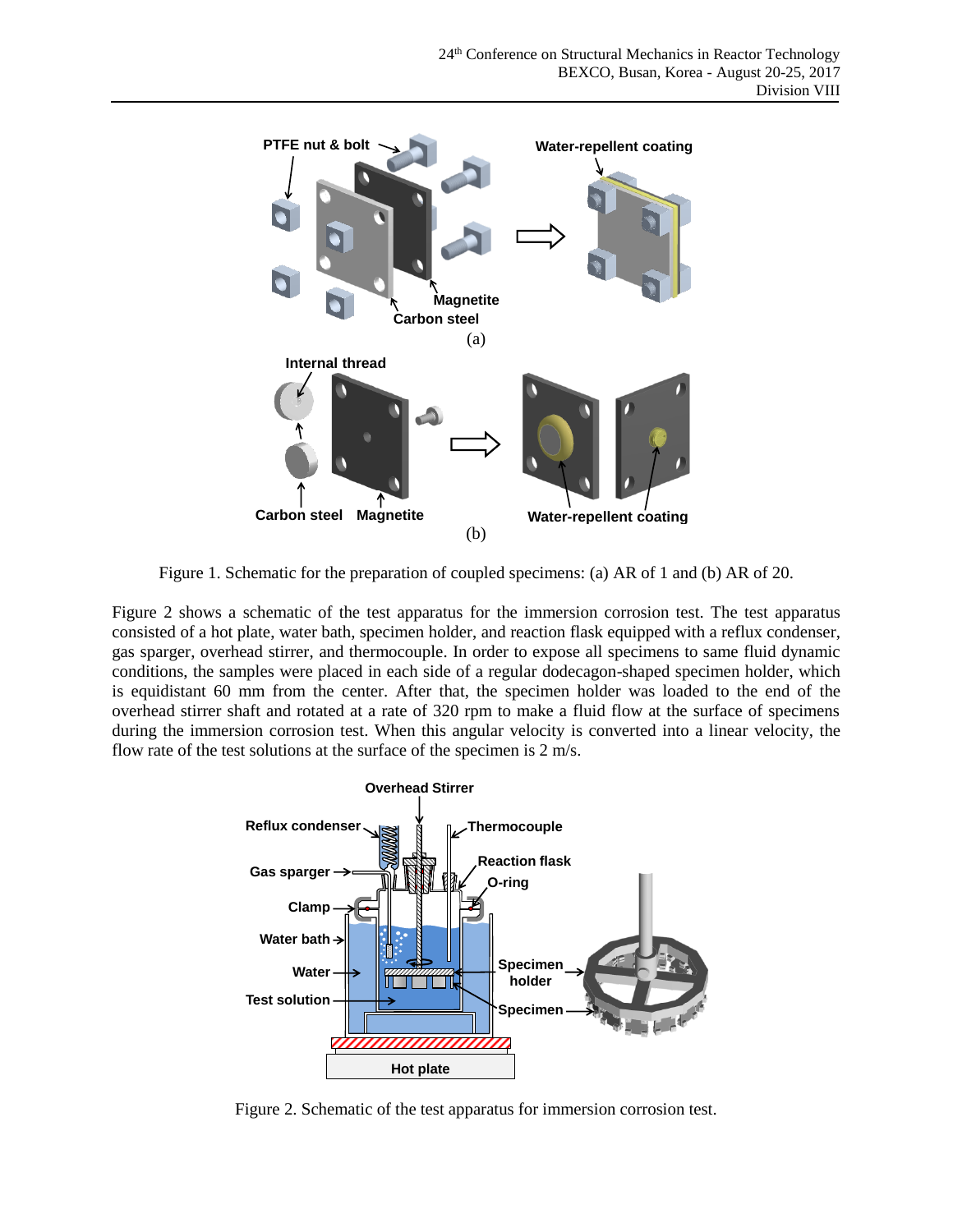Figure 1. Schematic for the preparation of coupled specimens: (a) AR of 1 and (b) AR of 20.

Figure 2 shows a schematic of the test apparatus for the immersion corrosion test. The test apparatus consisted of a hot plate, water bath, specimen holder, and reaction flask equipped with a reflux condenser, gas sparger, overhead stirrer, and thermocouple. In order to expose all specimens to same fluid dynamic conditions, the samples were placed in each side of a regular dodecagon-shaped specimen holder, which is equidistant 60 mm from the center. After that, the specimen holder was loaded to the end of the overhead stirrer shaft and rotated at a rate of 320 rpm to make a fluid flow at the surface of specimens during the immersion corrosion test. When this angular velocity is converted into a linear velocity, the flow rate of the test solutions at the surface of the specimen is 2 m/s.

Figure 2. Schematic of the test apparatus for immersion corrosion test.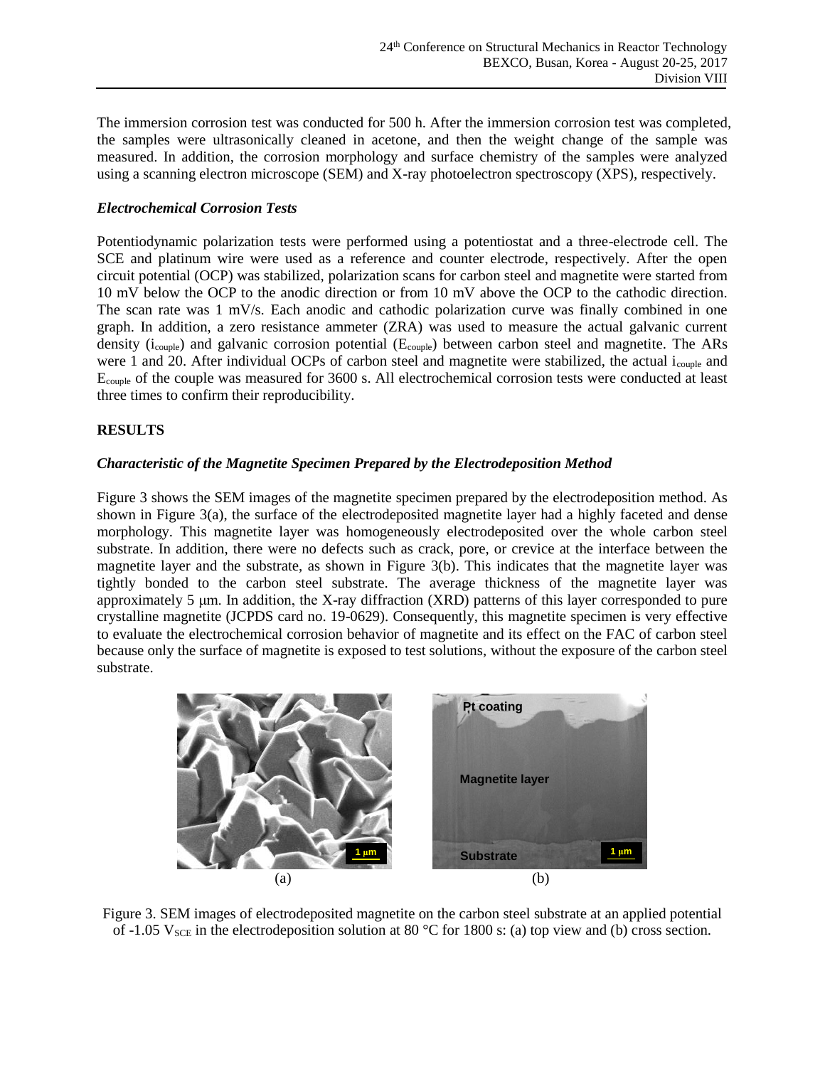The immersion corrosion test was conducted for 500 h. After the immersion corrosion test was completed, the samples were ultrasonically cleaned in acetone, and then the weight change of the sample was measured. In addition, the corrosion morphology and surface chemistry of the samples were analyzed using a scanning electron microscope (SEM) and X-ray photoelectron spectroscopy (XPS), respectively.

### *Electrochemical Corrosion Tests*

Potentiodynamic polarization tests were performed using a potentiostat and a three-electrode cell. The SCE and platinum wire were used as a reference and counter electrode, respectively. After the open circuit potential (OCP) was stabilized, polarization scans for carbon steel and magnetite were started from 10 mV below the OCP to the anodic direction or from 10 mV above the OCP to the cathodic direction. The scan rate was 1 mV/s. Each anodic and cathodic polarization curve was finally combined in one graph. In addition, a zero resistance ammeter (ZRA) was used to measure the actual galvanic current density ($i_{couple}$) and galvanic corrosion potential ($E_{couple}$) between carbon steel and magnetite. The ARs were 1 and 20. After individual OCPs of carbon steel and magnetite were stabilized, the actual $i_{couple}$ and $E_{couple}$ of the couple was measured for 3600 s. All electrochemical corrosion tests were conducted at least three times to confirm their reproducibility.

## RESULTS

### *Characteristic of the Magnetite Specimen Prepared by the Electrodeposition Method*

Figure 3 shows the SEM images of the magnetite specimen prepared by the electrodeposition method. As shown in Figure 3(a), the surface of the electrodeposited magnetite layer had a highly faceted and dense morphology. This magnetite layer was homogeneously electrodeposited over the whole carbon steel substrate. In addition, there were no defects such as crack, pore, or crevice at the interface between the magnetite layer and the substrate, as shown in Figure 3(b). This indicates that the magnetite layer was tightly bonded to the carbon steel substrate. The average thickness of the magnetite layer was approximately 5 μm. In addition, the X-ray diffraction (XRD) patterns of this layer corresponded to pure crystalline magnetite (JCPDS card no. 19-0629). Consequently, this magnetite specimen is very effective to evaluate the electrochemical corrosion behavior of magnetite and its effect on the FAC of carbon steel because only the surface of magnetite is exposed to test solutions, without the exposure of the carbon steel substrate.

(a) (b)

Figure 3. SEM images of electrodeposited magnetite on the carbon steel substrate at an applied potential of -1.05 $V_{SCE}$ in the electrodeposition solution at 80 °C for 1800 s: (a) top view and (b) cross section.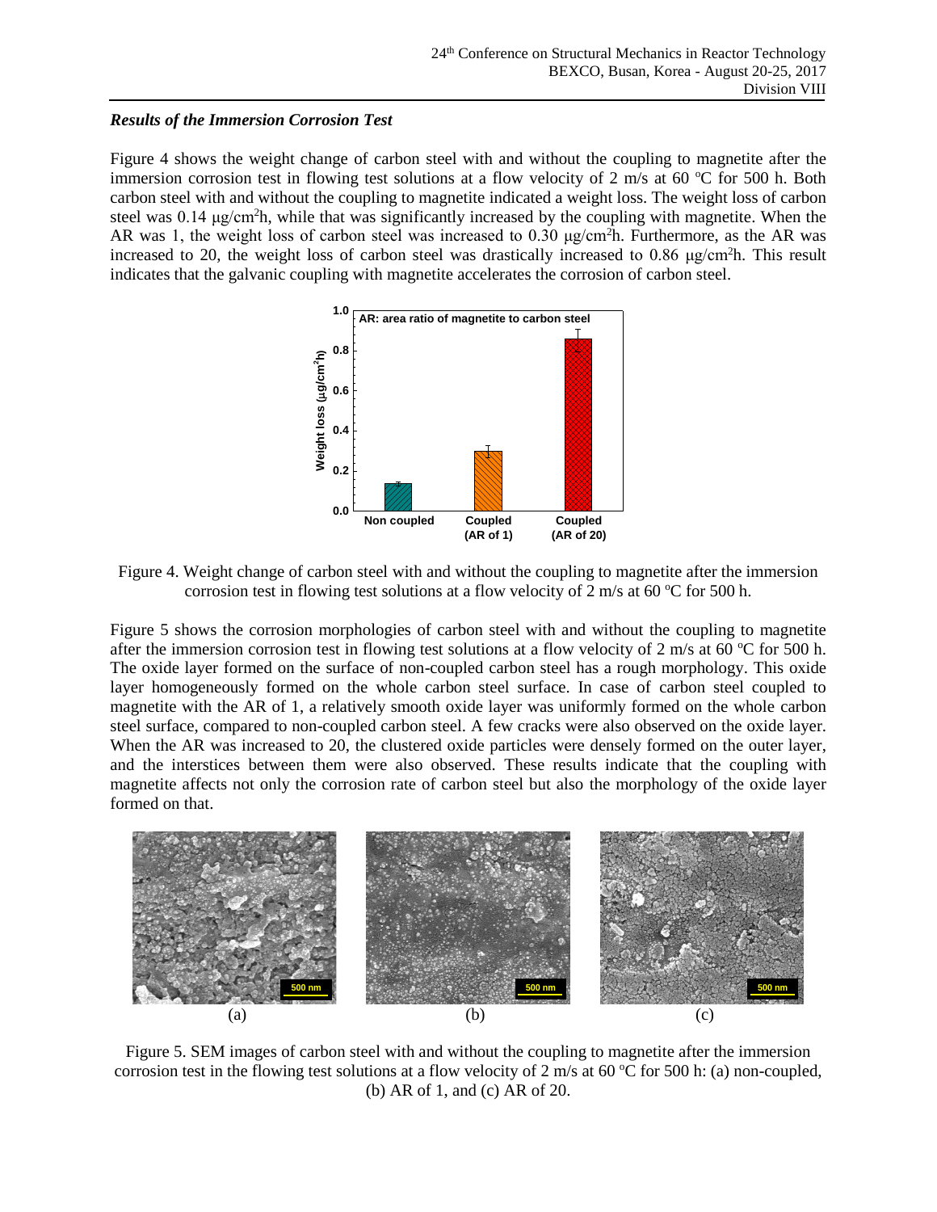### *Results of the Immersion Corrosion Test*

Figure 4 shows the weight change of carbon steel with and without the coupling to magnetite after the immersion corrosion test in flowing test solutions at a flow velocity of 2 m/s at 60 °C for 500 h. Both carbon steel with and without the coupling to magnetite indicated a weight loss. The weight loss of carbon steel was 0.14 μg/cm$^2$h, while that was significantly increased by the coupling with magnetite. When the AR was 1, the weight loss of carbon steel was increased to 0.30 μg/cm$^2$h. Furthermore, as the AR was increased to 20, the weight loss of carbon steel was drastically increased to 0.86 μg/cm$^2$h. This result indicates that the galvanic coupling with magnetite accelerates the corrosion of carbon steel.

Figure 4. Weight change of carbon steel with and without the coupling to magnetite after the immersion corrosion test in flowing test solutions at a flow velocity of 2 m/s at 60 °C for 500 h.

Figure 5 shows the corrosion morphologies of carbon steel with and without the coupling to magnetite after the immersion corrosion test in flowing test solutions at a flow velocity of 2 m/s at 60 °C for 500 h. The oxide layer formed on the surface of non-coupled carbon steel has a rough morphology. This oxide layer homogeneously formed on the whole carbon steel surface. In case of carbon steel coupled to magnetite with the AR of 1, a relatively smooth oxide layer was uniformly formed on the whole carbon steel surface, compared to non-coupled carbon steel. A few cracks were also observed on the oxide layer. When the AR was increased to 20, the clustered oxide particles were densely formed on the outer layer, and the interstices between them were also observed. These results indicate that the coupling with magnetite affects not only the corrosion rate of carbon steel but also the morphology of the oxide layer formed on that.

(a) (b) (c)

Figure 5. SEM images of carbon steel with and without the coupling to magnetite after the immersion corrosion test in the flowing test solutions at a flow velocity of 2 m/s at 60 °C for 500 h: (a) non-coupled, (b) AR of 1, and (c) AR of 20.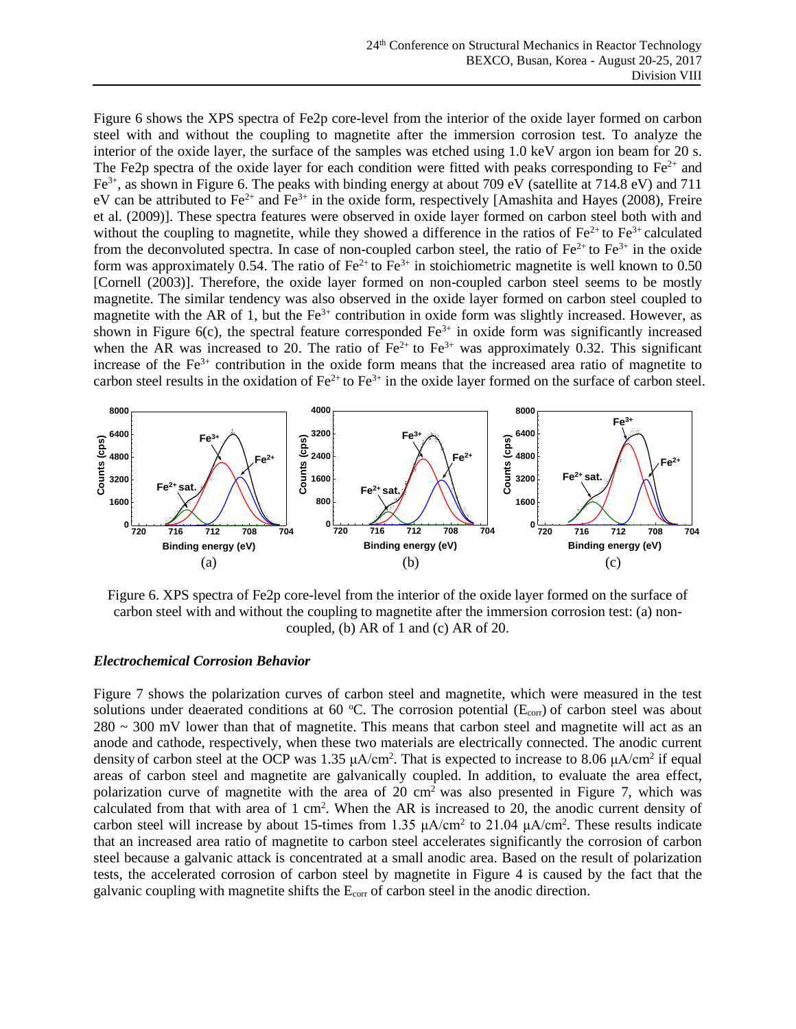Figure 6 shows the XPS spectra of Fe2p core-level from the interior of the oxide layer formed on carbon steel with and without the coupling to magnetite after the immersion corrosion test. To analyze the interior of the oxide layer, the surface of the samples was etched using 1.0 keV argon ion beam for 20 s. The Fe2p spectra of the oxide layer for each condition were fitted with peaks corresponding to $Fe^{2+}$ and $Fe^{3+}$, as shown in Figure 6. The peaks with binding energy at about 709 eV (satellite at 714.8 eV) and 711 eV can be attributed to $Fe^{2+}$ and $Fe^{3+}$ in the oxide form, respectively [Amashita and Hayes (2008), Freire et al. (2009)]. These spectra features were observed in oxide layer formed on carbon steel both with and without the coupling to magnetite, while they showed a difference in the ratios of $Fe^{2+}$ to $Fe^{3+}$ calculated from the deconvoluted spectra. In case of non-coupled carbon steel, the ratio of $Fe^{2+}$ to $Fe^{3+}$ in the oxide form was approximately 0.54. The ratio of $Fe^{2+}$ to $Fe^{3+}$ in stoichiometric magnetite is well known to 0.50 [Cornell (2003)]. Therefore, the oxide layer formed on non-coupled carbon steel seems to be mostly magnetite. The similar tendency was also observed in the oxide layer formed on carbon steel coupled to magnetite with the AR of 1, but the $Fe^{3+}$ contribution in oxide form was slightly increased. However, as shown in Figure 6(c), the spectral feature corresponded $Fe^{3+}$ in oxide form was significantly increased when the AR was increased to 20. The ratio of $Fe^{2+}$ to $Fe^{3+}$ was approximately 0.32. This significant increase of the $Fe^{3+}$ contribution in the oxide form means that the increased area ratio of magnetite to carbon steel results in the oxidation of $Fe^{2+}$ to $Fe^{3+}$ in the oxide layer formed on the surface of carbon steel.

Figure 6. XPS spectra of Fe2p core-level from the interior of the oxide layer formed on the surface of carbon steel with and without the coupling to magnetite after the immersion corrosion test: (a) non-coupled, (b) AR of 1 and (c) AR of 20.

### *Electrochemical Corrosion Behavior*

Figure 7 shows the polarization curves of carbon steel and magnetite, which were measured in the test solutions under deaerated conditions at 60 °C. The corrosion potential ($E_{corr}$) of carbon steel was about 280 ~ 300 mV lower than that of magnetite. This means that carbon steel and magnetite will act as an anode and cathode, respectively, when these two materials are electrically connected. The anodic current density of carbon steel at the OCP was 1.35 μA/cm$^2$. That is expected to increase to 8.06 μA/cm$^2$ if equal areas of carbon steel and magnetite are galvanically coupled. In addition, to evaluate the area effect, polarization curve of magnetite with the area of 20 cm$^2$ was also presented in Figure 7, which was calculated from that with area of 1 cm$^2$. When the AR is increased to 20, the anodic current density of carbon steel will increase by about 15-times from 1.35 μA/cm$^2$ to 21.04 μA/cm$^2$. These results indicate that an increased area ratio of magnetite to carbon steel accelerates significantly the corrosion of carbon steel because a galvanic attack is concentrated at a small anodic area. Based on the result of polarization tests, the accelerated corrosion of carbon steel by magnetite in Figure 4 is caused by the fact that the galvanic coupling with magnetite shifts the $E_{corr}$ of carbon steel in the anodic direction.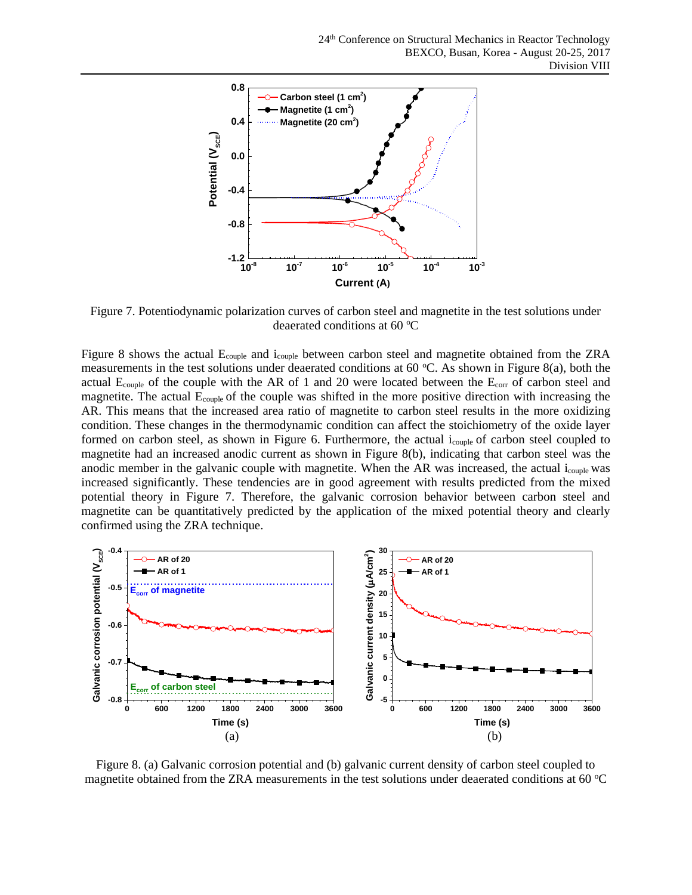Figure 7. Potentiodynamic polarization curves of carbon steel and magnetite in the test solutions under deaerated conditions at 60 °C

Figure 8 shows the actual $E_{couple}$ and $i_{couple}$ between carbon steel and magnetite obtained from the ZRA measurements in the test solutions under deaerated conditions at 60 °C. As shown in Figure 8(a), both the actual $E_{couple}$ of the couple with the AR of 1 and 20 were located between the $E_{corr}$ of carbon steel and magnetite. The actual $E_{couple}$ of the couple was shifted in the more positive direction with increasing the AR. This means that the increased area ratio of magnetite to carbon steel results in the more oxidizing condition. These changes in the thermodynamic condition can affect the stoichiometry of the oxide layer formed on carbon steel, as shown in Figure 6. Furthermore, the actual $i_{couple}$ of carbon steel coupled to magnetite had an increased anodic current as shown in Figure 8(b), indicating that carbon steel was the anodic member in the galvanic couple with magnetite. When the AR was increased, the actual $i_{couple}$ was increased significantly. These tendencies are in good agreement with results predicted from the mixed potential theory in Figure 7. Therefore, the galvanic corrosion behavior between carbon steel and magnetite can be quantitatively predicted by the application of the mixed potential theory and clearly confirmed using the ZRA technique.

Figure 8. (a) Galvanic corrosion potential and (b) galvanic current density of carbon steel coupled to magnetite obtained from the ZRA measurements in the test solutions under deaerated conditions at 60 °C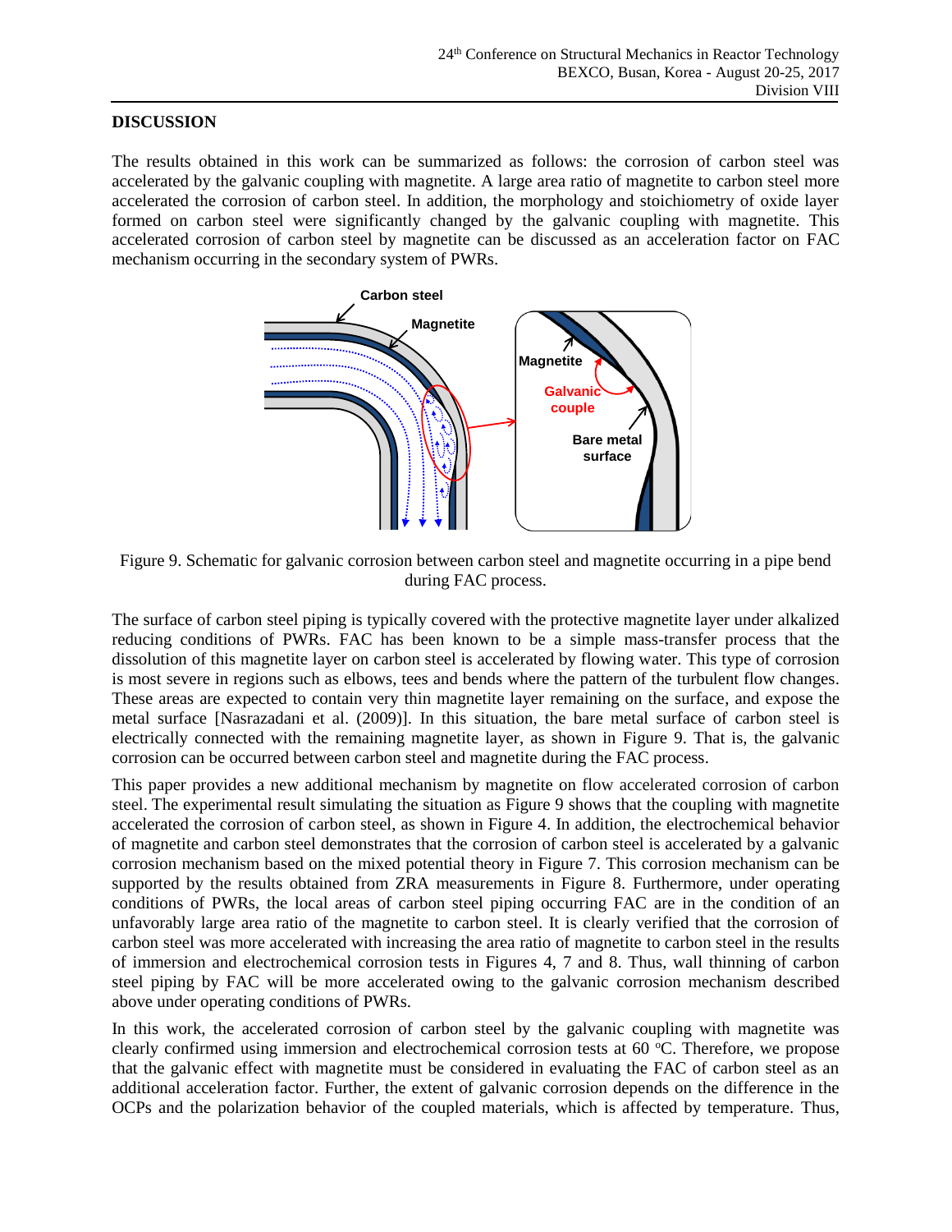## DISCUSSION

The results obtained in this work can be summarized as follows: the corrosion of carbon steel was accelerated by the galvanic coupling with magnetite. A large area ratio of magnetite to carbon steel more accelerated the corrosion of carbon steel. In addition, the morphology and stoichiometry of oxide layer formed on carbon steel were significantly changed by the galvanic coupling with magnetite. This accelerated corrosion of carbon steel by magnetite can be discussed as an acceleration factor on FAC mechanism occurring in the secondary system of PWRs.

Figure 9. Schematic for galvanic corrosion between carbon steel and magnetite occurring in a pipe bend during FAC process.

The surface of carbon steel piping is typically covered with the protective magnetite layer under alkalized reducing conditions of PWRs. FAC has been known to be a simple mass-transfer process that the dissolution of this magnetite layer on carbon steel is accelerated by flowing water. This type of corrosion is most severe in regions such as elbows, tees and bends where the pattern of the turbulent flow changes. These areas are expected to contain very thin magnetite layer remaining on the surface, and expose the metal surface [Nasrazadani et al. (2009)]. In this situation, the bare metal surface of carbon steel is electrically connected with the remaining magnetite layer, as shown in Figure 9. That is, the galvanic corrosion can be occurred between carbon steel and magnetite during the FAC process.

This paper provides a new additional mechanism by magnetite on flow accelerated corrosion of carbon steel. The experimental result simulating the situation as Figure 9 shows that the coupling with magnetite accelerated the corrosion of carbon steel, as shown in Figure 4. In addition, the electrochemical behavior of magnetite and carbon steel demonstrates that the corrosion of carbon steel is accelerated by a galvanic corrosion mechanism based on the mixed potential theory in Figure 7. This corrosion mechanism can be supported by the results obtained from ZRA measurements in Figure 8. Furthermore, under operating conditions of PWRs, the local areas of carbon steel piping occurring FAC are in the condition of an unfavorably large area ratio of the magnetite to carbon steel. It is clearly verified that the corrosion of carbon steel was more accelerated with increasing the area ratio of magnetite to carbon steel in the results of immersion and electrochemical corrosion tests in Figures 4, 7 and 8. Thus, wall thinning of carbon steel piping by FAC will be more accelerated owing to the galvanic corrosion mechanism described above under operating conditions of PWRs.

In this work, the accelerated corrosion of carbon steel by the galvanic coupling with magnetite was clearly confirmed using immersion and electrochemical corrosion tests at 60 $^{o}$C. Therefore, we propose that the galvanic effect with magnetite must be considered in evaluating the FAC of carbon steel as an additional acceleration factor. Further, the extent of galvanic corrosion depends on the difference in the OCPs and the polarization behavior of the coupled materials, which is affected by temperature. Thus,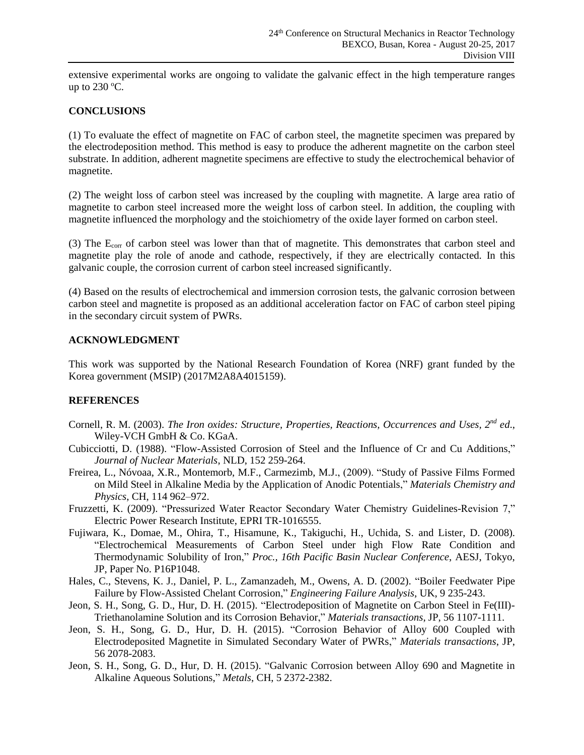extensive experimental works are ongoing to validate the galvanic effect in the high temperature ranges up to 230 $^{o}$C.

## CONCLUSIONS

(1) To evaluate the effect of magnetite on FAC of carbon steel, the magnetite specimen was prepared by the electrodeposition method. This method is easy to produce the adherent magnetite on the carbon steel substrate. In addition, adherent magnetite specimens are effective to study the electrochemical behavior of magnetite.

(2) The weight loss of carbon steel was increased by the coupling with magnetite. A large area ratio of magnetite to carbon steel increased more the weight loss of carbon steel. In addition, the coupling with magnetite influenced the morphology and the stoichiometry of the oxide layer formed on carbon steel.

(3) The $E_{corr}$ of carbon steel was lower than that of magnetite. This demonstrates that carbon steel and magnetite play the role of anode and cathode, respectively, if they are electrically contacted. In this galvanic couple, the corrosion current of carbon steel increased significantly.

(4) Based on the results of electrochemical and immersion corrosion tests, the galvanic corrosion between carbon steel and magnetite is proposed as an additional acceleration factor on FAC of carbon steel piping in the secondary circuit system of PWRs.

## ACKNOWLEDGMENT

This work was supported by the National Research Foundation of Korea (NRF) grant funded by the Korea government (MSIP) (2017M2A8A4015159).

## REFERENCES

Cornell, R. M. (2003). *The Iron oxides: Structure, Properties, Reactions, Occurrences and Uses, 2nd ed.*, Wiley-VCH GmbH & Co. KGaA.

Cubicciotti, D. (1988). “Flow-Assisted Corrosion of Steel and the Influence of Cr and Cu Additions,” *Journal of Nuclear Materials*, NLD, 152 259-264.

Freirea, L., Nóvoaa, X.R., Montemorb, M.F., Carmezimb, M.J., (2009). “Study of Passive Films Formed on Mild Steel in Alkaline Media by the Application of Anodic Potentials,” *Materials Chemistry and Physics*, CH, 114 962–972.

Fruzzetti, K. (2009). “Pressurized Water Reactor Secondary Water Chemistry Guidelines-Revision 7,” Electric Power Research Institute, EPRI TR-1016555.

Fujiwara, K., Domae, M., Ohira, T., Hisamune, K., Takiguchi, H., Uchida, S. and Lister, D. (2008). “Electrochemical Measurements of Carbon Steel under high Flow Rate Condition and Thermodynamic Solubility of Iron,” *Proc., 16th Pacific Basin Nuclear Conference*, AESJ, Tokyo, JP, Paper No. P16P1048.

Hales, C., Stevens, K. J., Daniel, P. L., Zamanzadeh, M., Owens, A. D. (2002). “Boiler Feedwater Pipe Failure by Flow-Assisted Chelant Corrosion,” *Engineering Failure Analysis*, UK, 9 235-243.

Jeon, S. H., Song, G. D., Hur, D. H. (2015). “Electrodeposition of Magnetite on Carbon Steel in Fe(III)-Triethanolamine Solution and its Corrosion Behavior,” *Materials transactions*, JP, 56 1107-1111.

Jeon, S. H., Song, G. D., Hur, D. H. (2015). “Corrosion Behavior of Alloy 600 Coupled with Electrodeposited Magnetite in Simulated Secondary Water of PWRs,” *Materials transactions*, JP, 56 2078-2083.

Jeon, S. H., Song, G. D., Hur, D. H. (2015). “Galvanic Corrosion between Alloy 690 and Magnetite in Alkaline Aqueous Solutions,” *Metals*, CH, 5 2372-2382.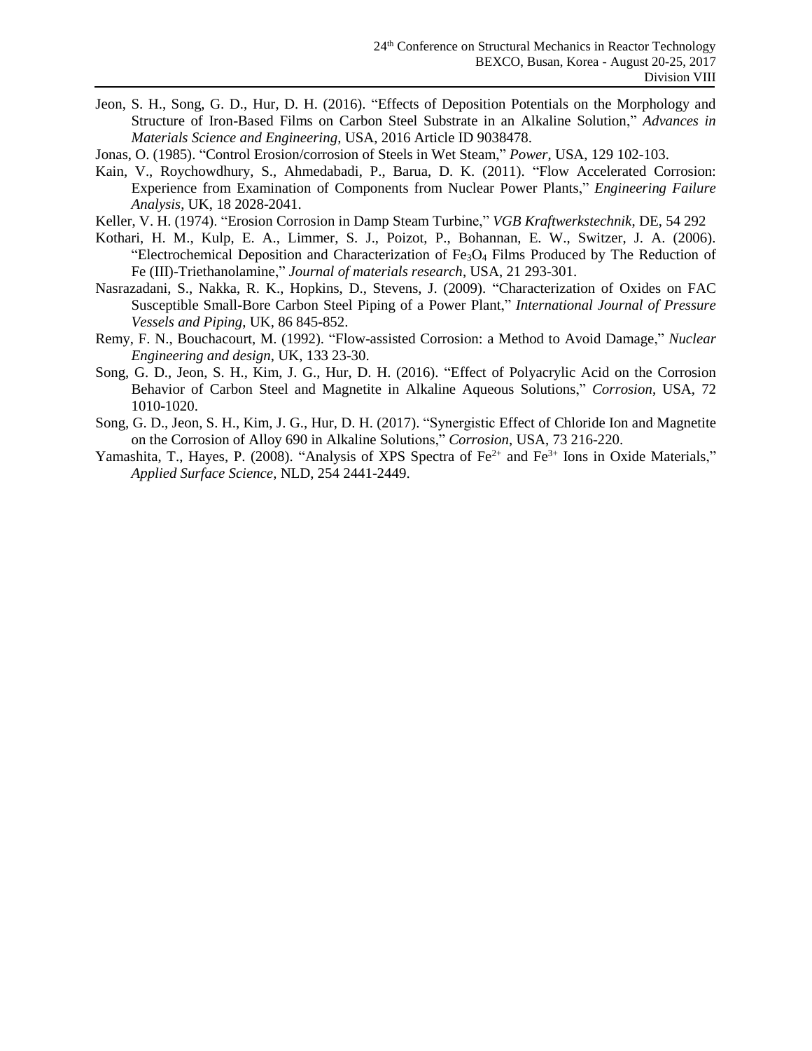Jeon, S. H., Song, G. D., Hur, D. H. (2016). "Effects of Deposition Potentials on the Morphology and Structure of Iron-Based Films on Carbon Steel Substrate in an Alkaline Solution," *Advances in Materials Science and Engineering*, USA, 2016 Article ID 9038478.

Jonas, O. (1985). "Control Erosion/corrosion of Steels in Wet Steam," *Power*, USA, 129 102-103.

Kain, V., Roychowdhury, S., Ahmedabadi, P., Barua, D. K. (2011). "Flow Accelerated Corrosion: Experience from Examination of Components from Nuclear Power Plants," *Engineering Failure Analysis*, UK, 18 2028-2041.

Keller, V. H. (1974). "Erosion Corrosion in Damp Steam Turbine," *VGB Kraftwerkstechnik*, DE, 54 292

Kothari, H. M., Kulp, E. A., Limmer, S. J., Poizot, P., Bohannan, E. W., Switzer, J. A. (2006). "Electrochemical Deposition and Characterization of $Fe_3O_4$ Films Produced by The Reduction of Fe (III)-Triethanolamine," *Journal of materials research*, USA, 21 293-301.

Nasrazadani, S., Nakka, R. K., Hopkins, D., Stevens, J. (2009). "Characterization of Oxides on FAC Susceptible Small-Bore Carbon Steel Piping of a Power Plant," *International Journal of Pressure Vessels and Piping*, UK, 86 845-852.

Remy, F. N., Bouchacourt, M. (1992). "Flow-assisted Corrosion: a Method to Avoid Damage," *Nuclear Engineering and design*, UK, 133 23-30.

Song, G. D., Jeon, S. H., Kim, J. G., Hur, D. H. (2016). "Effect of Polyacrylic Acid on the Corrosion Behavior of Carbon Steel and Magnetite in Alkaline Aqueous Solutions," *Corrosion*, USA, 72 1010-1020.

Song, G. D., Jeon, S. H., Kim, J. G., Hur, D. H. (2017). "Synergistic Effect of Chloride Ion and Magnetite on the Corrosion of Alloy 690 in Alkaline Solutions," *Corrosion*, USA, 73 216-220.

Yamashita, T., Hayes, P. (2008). "Analysis of XPS Spectra of $Fe^{2+}$ and $Fe^{3+}$ Ions in Oxide Materials," *Applied Surface Science*, NLD, 254 2441-2449.